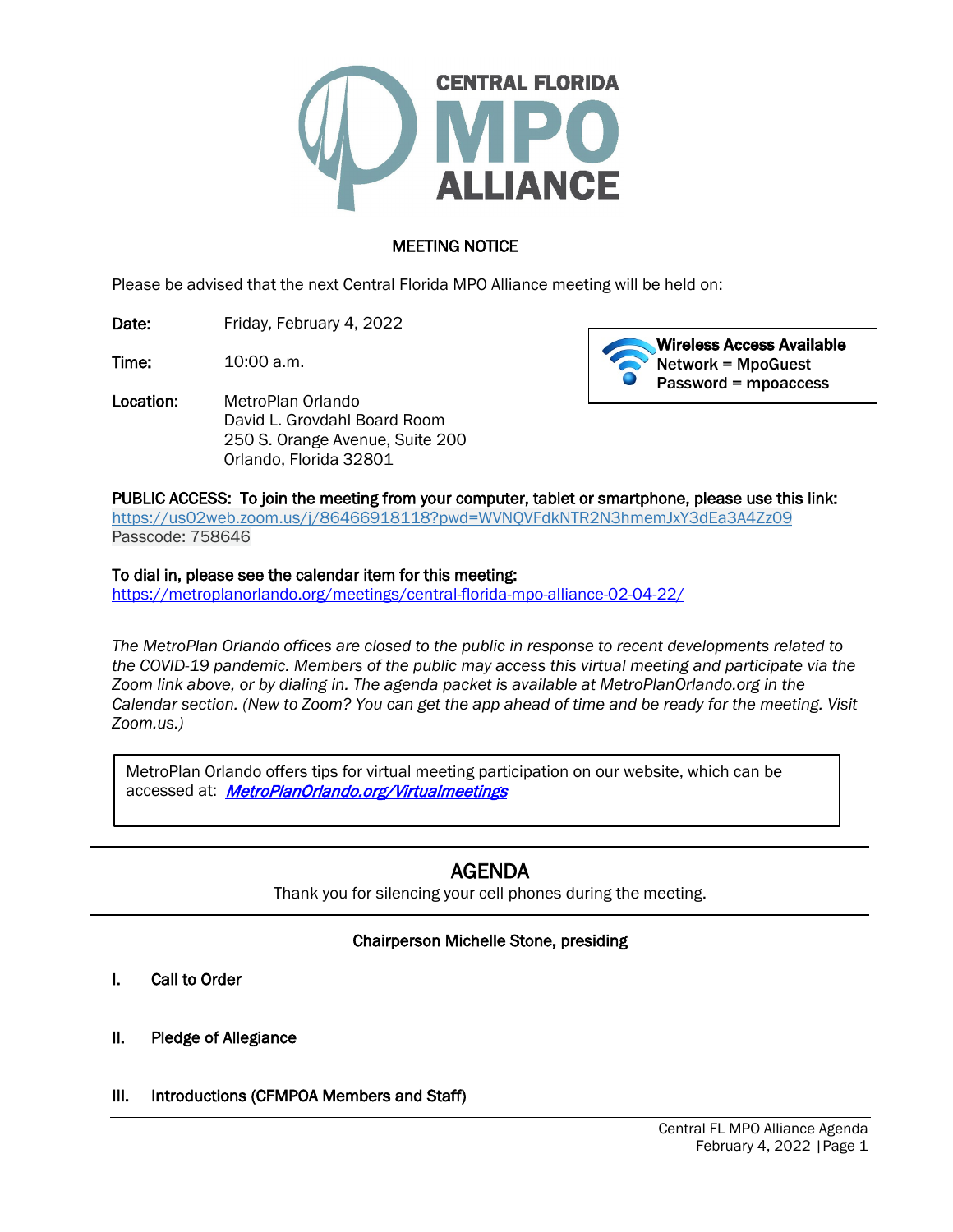CENTRAL FLORIDA MPO ALLIANCE

## MEETING NOTICE

Please be advised that the next Central Florida MPO Alliance meeting will be held on:

**Date:** Friday, February 4, 2022

**Time:** 10:00 a.m.

**Location:** MetroPlan Orlando
David L. Grovdahl Board Room
250 S. Orange Avenue, Suite 200
Orlando, Florida 32801

**Wireless Access Available**
**Network = MpoGuest**
**Password = mpoaccess**

**PUBLIC ACCESS: To join the meeting from your computer, tablet or smartphone, please use this link:**
https://us02web.zoom.us/j/86466918118?pwd=WVNQVFdkNTR2N3hmemJxY3dEa3A4Zz09
Passcode: 758646

**To dial in, please see the calendar item for this meeting:**
https://metroplanorlando.org/meetings/central-florida-mpo-alliance-02-04-22/

*The MetroPlan Orlando offices are closed to the public in response to recent developments related to the COVID-19 pandemic. Members of the public may access this virtual meeting and participate via the Zoom link above, or by dialing in. The agenda packet is available at MetroPlanOrlando.org in the Calendar section. (New to Zoom? You can get the app ahead of time and be ready for the meeting. Visit Zoom.us.)*

MetroPlan Orlando offers tips for virtual meeting participation on our website, which can be accessed at: ***MetroPlanOrlando.org/Virtualmeetings***

## AGENDA

Thank you for silencing your cell phones during the meeting.

**Chairperson Michelle Stone, presiding**

**I. Call to Order**

**II. Pledge of Allegiance**

**III. Introductions (CFMPOA Members and Staff)**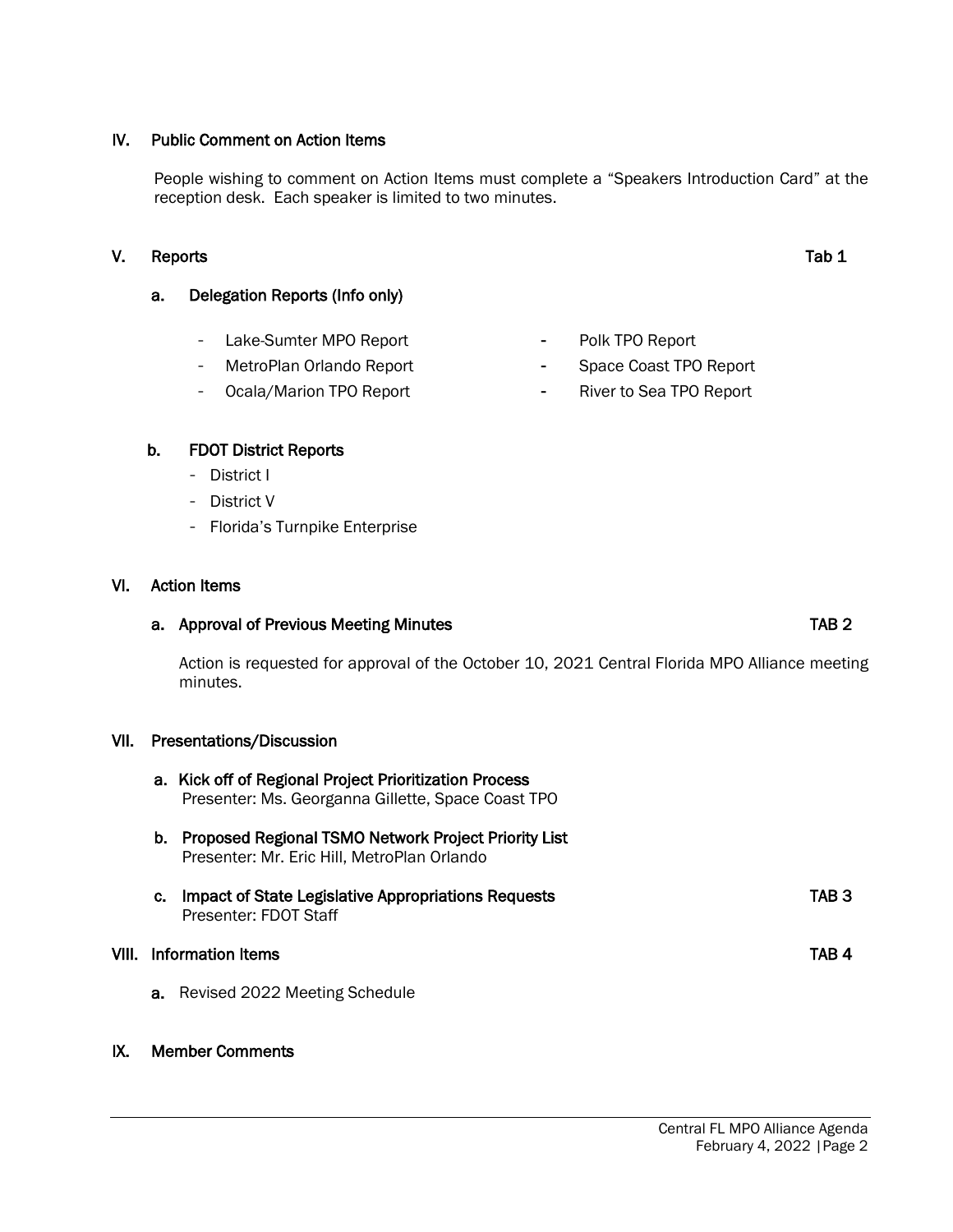## IV. Public Comment on Action Items

People wishing to comment on Action Items must complete a "Speakers Introduction Card" at the reception desk. Each speaker is limited to two minutes.

## V. Reports — Tab 1

### a. Delegation Reports (Info only)

- Lake-Sumter MPO Report
- MetroPlan Orlando Report
- Ocala/Marion TPO Report
- Polk TPO Report
- Space Coast TPO Report
- River to Sea TPO Report

### b. FDOT District Reports

- District I
- District V
- Florida's Turnpike Enterprise

## VI. Action Items

### a. Approval of Previous Meeting Minutes — TAB 2

Action is requested for approval of the October 10, 2021 Central Florida MPO Alliance meeting minutes.

## VII. Presentations/Discussion

### a. Kick off of Regional Project Prioritization Process

Presenter: Ms. Georganna Gillette, Space Coast TPO

### b. Proposed Regional TSMO Network Project Priority List

Presenter: Mr. Eric Hill, MetroPlan Orlando

### c. Impact of State Legislative Appropriations Requests — TAB 3

Presenter: FDOT Staff

## VIII. Information Items — TAB 4

**a.** Revised 2022 Meeting Schedule

## IX. Member Comments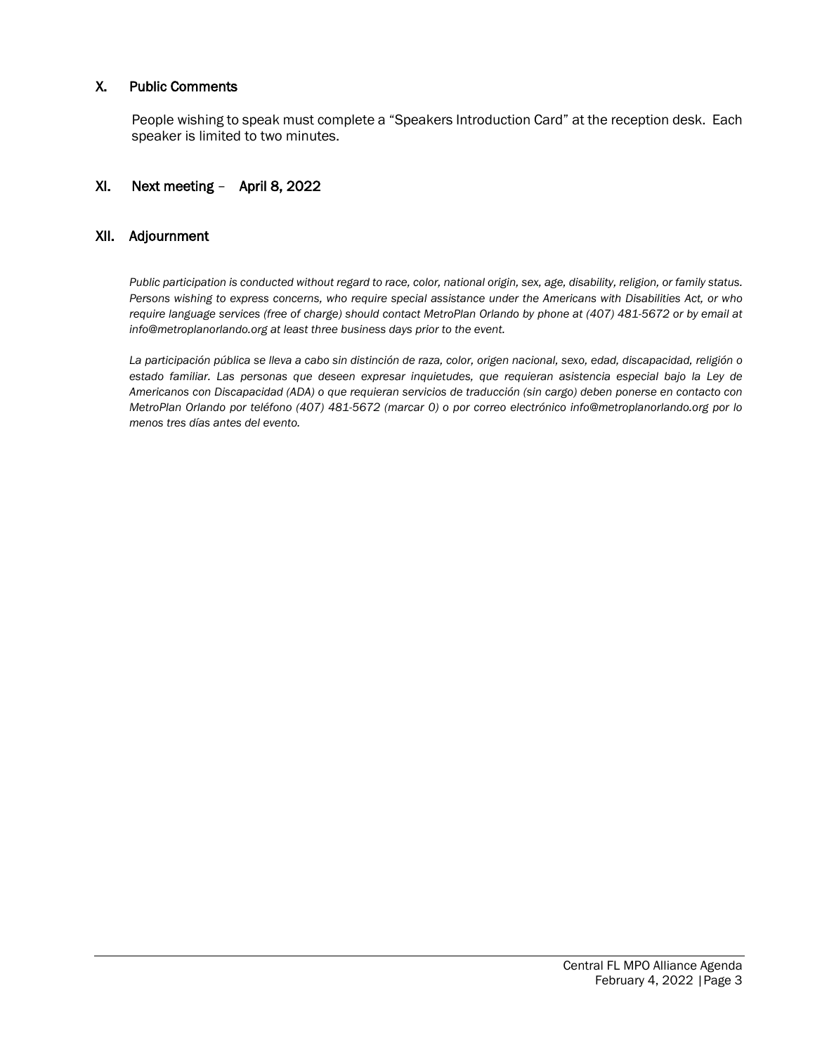## X. Public Comments

People wishing to speak must complete a "Speakers Introduction Card" at the reception desk. Each speaker is limited to two minutes.

## XI. Next meeting – April 8, 2022

## XII. Adjournment

*Public participation is conducted without regard to race, color, national origin, sex, age, disability, religion, or family status. Persons wishing to express concerns, who require special assistance under the Americans with Disabilities Act, or who require language services (free of charge) should contact MetroPlan Orlando by phone at (407) 481-5672 or by email at info@metroplanorlando.org at least three business days prior to the event.*

*La participación pública se lleva a cabo sin distinción de raza, color, origen nacional, sexo, edad, discapacidad, religión o estado familiar. Las personas que deseen expresar inquietudes, que requieran asistencia especial bajo la Ley de Americanos con Discapacidad (ADA) o que requieran servicios de traducción (sin cargo) deben ponerse en contacto con MetroPlan Orlando por teléfono (407) 481-5672 (marcar 0) o por correo electrónico info@metroplanorlando.org por lo menos tres días antes del evento.*